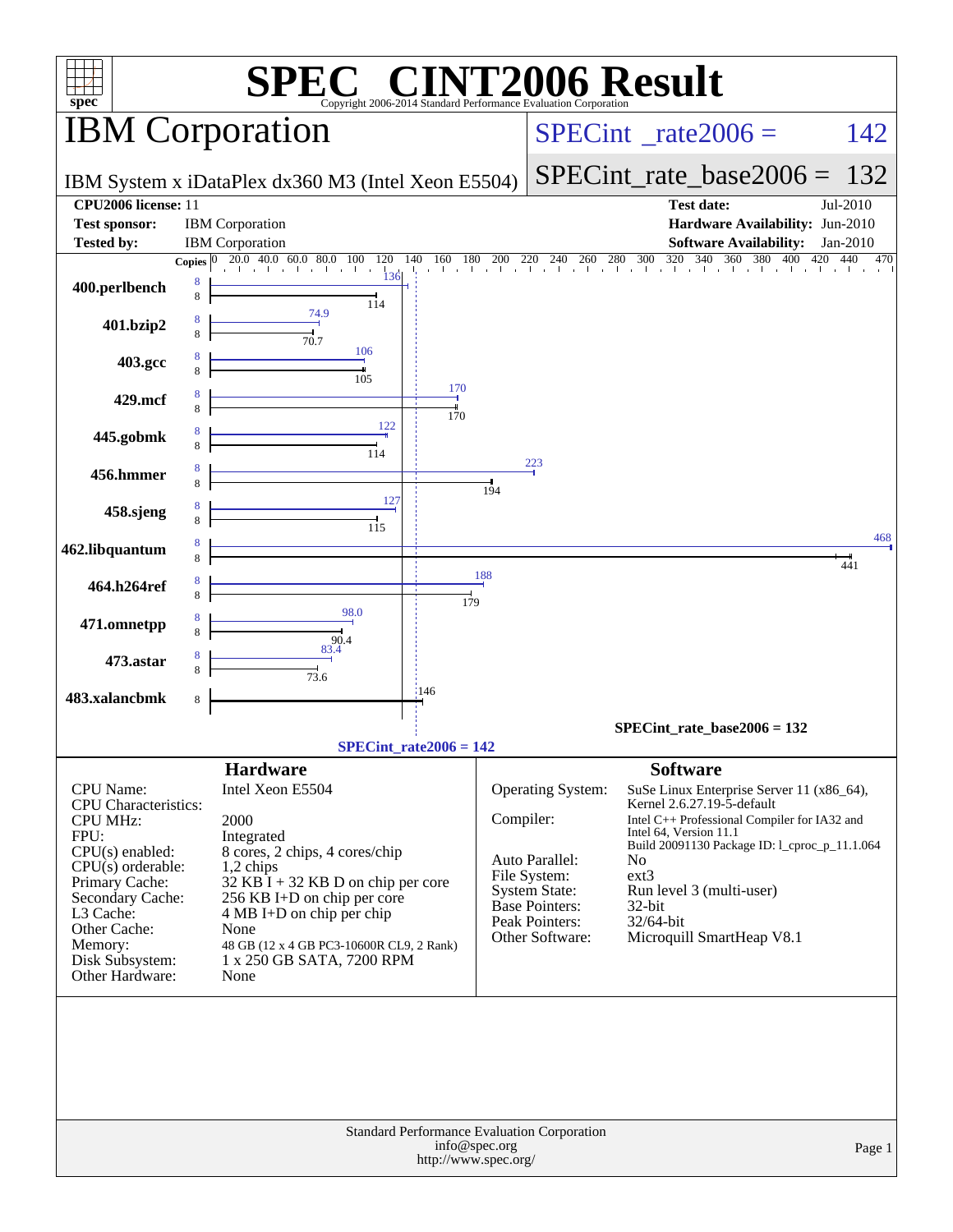# SPEC CINT2006 Result

Copyright 2006-2014 Standard Performance Evaluation Corporation

## IBM Corporation

IBM System x iDataPlex dx360 M3 (Intel Xeon E5504)

SPECint_rate2006 = 142

SPECint_rate_base2006 = 132

**CPU2006 license:** 11
**Test sponsor:** IBM Corporation
**Tested by:** IBM Corporation

**Test date:** Jul-2010
**Hardware Availability:** Jun-2010
**Software Availability:** Jan-2010

| Benchmark | Copies (peak) | Copies (base) | Peak | Base |
|---|---|---|---|---|
| 400.perlbench | 8 | 8 | 136 | 114 |
| 401.bzip2 | 8 | 8 | 74.9 | 70.7 |
| 403.gcc | 8 | 8 | 106 | 105 |
| 429.mcf | 8 | 8 | 170 | 170 |
| 445.gobmk | 8 | 8 | 122 | 114 |
| 456.hmmer | 8 | 8 | 223 | 194 |
| 458.sjeng | 8 | 8 | 127 | 115 |
| 462.libquantum | 8 | 8 | 468 | 441 |
| 464.h264ref | 8 | 8 | 188 | 179 |
| 471.omnetpp | 8 | 8 | 98.0 | 90.4 |
| 473.astar | 8 | 8 | 83.4 | 73.6 |
| 483.xalancbmk | | 8 | | 146 |

SPECint_rate_base2006 = 132

SPECint_rate2006 = 142

### Hardware

| | |
|---|---|
| CPU Name: | Intel Xeon E5504 |
| CPU Characteristics: | |
| CPU MHz: | 2000 |
| FPU: | Integrated |
| CPU(s) enabled: | 8 cores, 2 chips, 4 cores/chip |
| CPU(s) orderable: | 1,2 chips |
| Primary Cache: | 32 KB I + 32 KB D on chip per core |
| Secondary Cache: | 256 KB I+D on chip per core |
| L3 Cache: | 4 MB I+D on chip per chip |
| Other Cache: | None |
| Memory: | 48 GB (12 x 4 GB PC3-10600R CL9, 2 Rank) |
| Disk Subsystem: | 1 x 250 GB SATA, 7200 RPM |
| Other Hardware: | None |

### Software

| | |
|---|---|
| Operating System: | SuSe Linux Enterprise Server 11 (x86_64), Kernel 2.6.27.19-5-default |
| Compiler: | Intel C++ Professional Compiler for IA32 and Intel 64, Version 11.1 Build 20091130 Package ID: l_cproc_p_11.1.064 |
| Auto Parallel: | No |
| File System: | ext3 |
| System State: | Run level 3 (multi-user) |
| Base Pointers: | 32-bit |
| Peak Pointers: | 32/64-bit |
| Other Software: | Microquill SmartHeap V8.1 |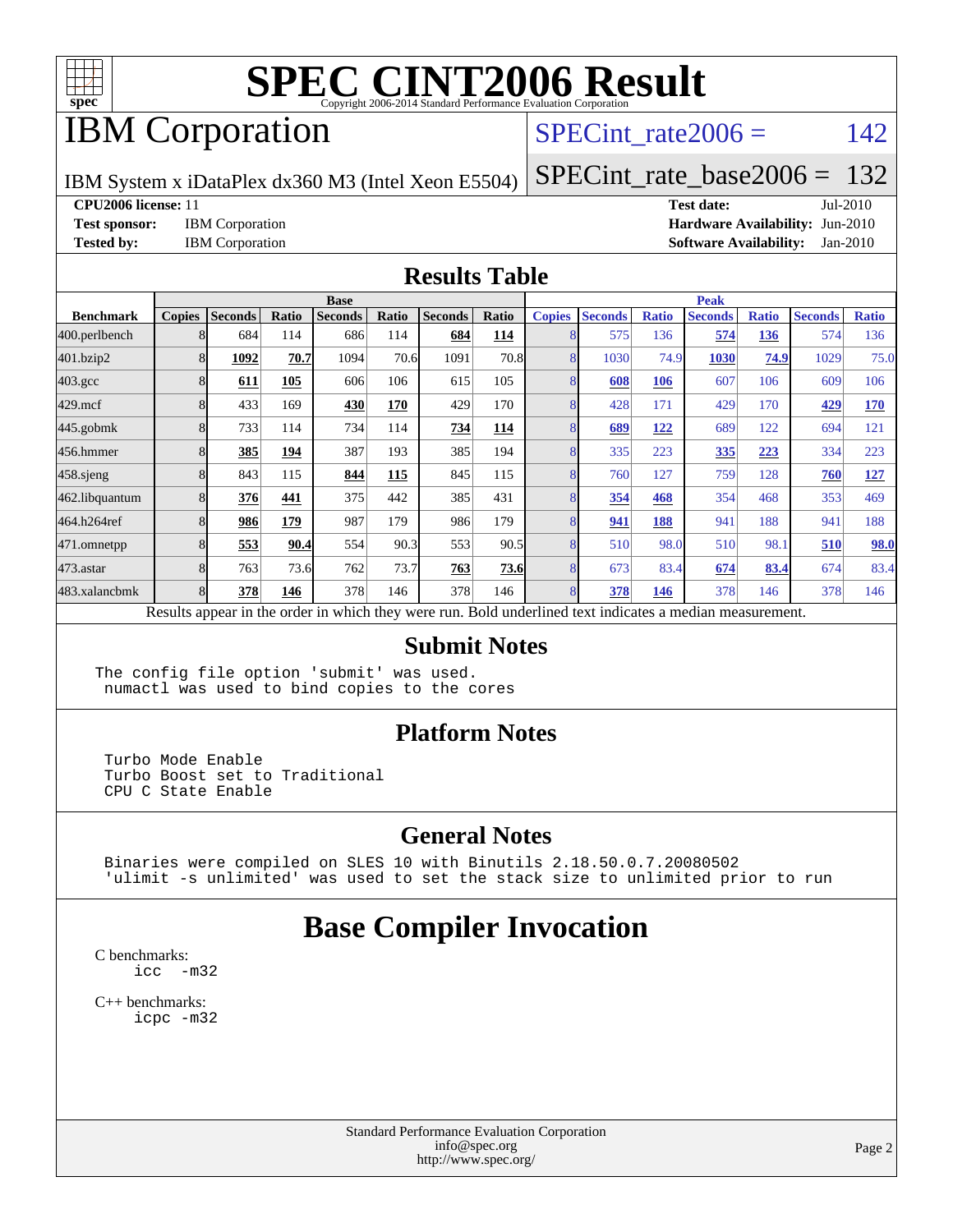# SPEC CINT2006 Result

Copyright 2006-2014 Standard Performance Evaluation Corporation

## IBM Corporation

IBM System x iDataPlex dx360 M3 (Intel Xeon E5504)

SPECint_rate2006 = 142

SPECint_rate_base2006 = 132

**CPU2006 license:** 11

**Test sponsor:** IBM Corporation

**Tested by:** IBM Corporation

**Test date:** Jul-2010

**Hardware Availability:** Jun-2010

**Software Availability:** Jan-2010

## Results Table

| Benchmark | Base | | | | | | | Peak | | | | | | |
|---|---|---|---|---|---|---|---|---|---|---|---|---|---|---|
| | Copies | Seconds | Ratio | Seconds | Ratio | Seconds | Ratio | Copies | Seconds | Ratio | Seconds | Ratio | Seconds | Ratio |
| 400.perlbench | 8 | 684 | 114 | 686 | 114 | **684** | **114** | 8 | 575 | 136 | **574** | **136** | 574 | 136 |
| 401.bzip2 | 8 | **1092** | **70.7** | 1094 | 70.6 | 1091 | 70.8 | 8 | 1030 | 74.9 | **1030** | **74.9** | 1029 | 75.0 |
| 403.gcc | 8 | **611** | **105** | 606 | 106 | 615 | 105 | 8 | **608** | **106** | 607 | 106 | 609 | 106 |
| 429.mcf | 8 | 433 | 169 | **430** | **170** | 429 | 170 | 8 | 428 | 171 | 429 | 170 | **429** | **170** |
| 445.gobmk | 8 | 733 | 114 | 734 | 114 | **734** | **114** | 8 | **689** | **122** | 689 | 122 | 694 | 121 |
| 456.hmmer | 8 | **385** | **194** | 387 | 193 | 385 | 194 | 8 | 335 | 223 | **335** | **223** | 334 | 223 |
| 458.sjeng | 8 | 843 | 115 | **844** | **115** | 845 | 115 | 8 | 760 | 127 | 759 | 128 | **760** | **127** |
| 462.libquantum | 8 | **376** | **441** | 375 | 442 | 385 | 431 | 8 | **354** | **468** | 354 | 468 | 353 | 469 |
| 464.h264ref | 8 | **986** | **179** | 987 | 179 | 986 | 179 | 8 | **941** | **188** | 941 | 188 | 941 | 188 |
| 471.omnetpp | 8 | **553** | **90.4** | 554 | 90.3 | 553 | 90.5 | 8 | 510 | 98.0 | 510 | 98.1 | **510** | **98.0** |
| 473.astar | 8 | 763 | 73.6 | 762 | 73.7 | **763** | **73.6** | 8 | 673 | 83.4 | **674** | **83.4** | 674 | 83.4 |
| 483.xalancbmk | 8 | **378** | **146** | 378 | 146 | 378 | 146 | 8 | **378** | **146** | 378 | 146 | 378 | 146 |

Results appear in the order in which they were run. Bold underlined text indicates a median measurement.

## Submit Notes

```
The config file option 'submit' was used.
 numactl was used to bind copies to the cores
```

## Platform Notes

```
Turbo Mode Enable
Turbo Boost set to Traditional
CPU C State Enable
```

## General Notes

```
Binaries were compiled on SLES 10 with Binutils 2.18.50.0.7.20080502
'ulimit -s unlimited' was used to set the stack size to unlimited prior to run
```

# Base Compiler Invocation

C benchmarks:

```
icc  -m32
```

C++ benchmarks:

```
icpc -m32
```

Standard Performance Evaluation Corporation
info@spec.org
http://www.spec.org/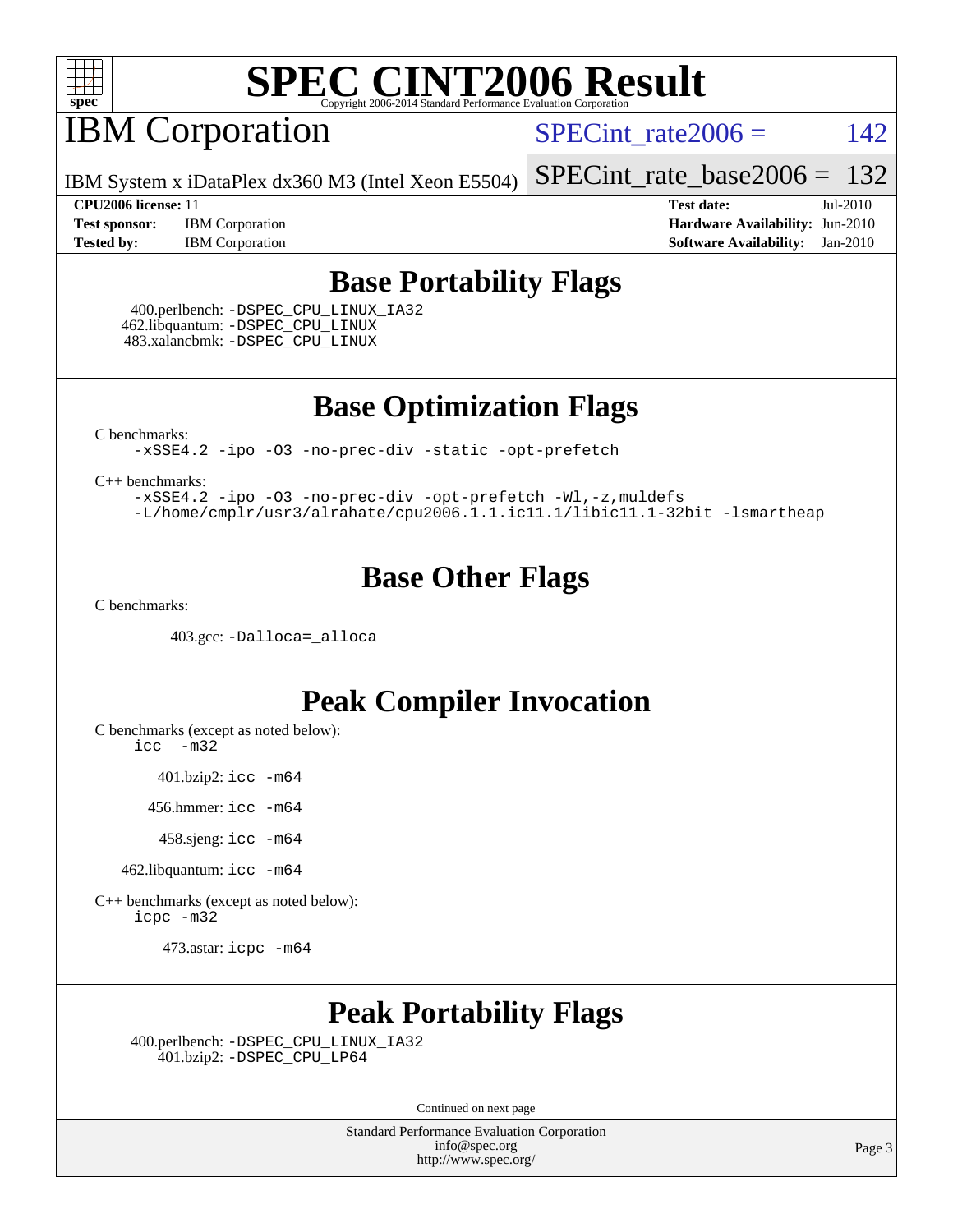# SPEC CINT2006 Result

Copyright 2006-2014 Standard Performance Evaluation Corporation

## IBM Corporation

IBM System x iDataPlex dx360 M3 (Intel Xeon E5504)

SPECint_rate2006 = 142

SPECint_rate_base2006 = 132

**CPU2006 license:** 11
**Test sponsor:** IBM Corporation
**Tested by:** IBM Corporation

**Test date:** Jul-2010
**Hardware Availability:** Jun-2010
**Software Availability:** Jan-2010

## Base Portability Flags

400.perlbench: -DSPEC_CPU_LINUX_IA32
462.libquantum: -DSPEC_CPU_LINUX
483.xalancbmk: -DSPEC_CPU_LINUX

## Base Optimization Flags

C benchmarks:

```
-xSSE4.2 -ipo -O3 -no-prec-div -static -opt-prefetch
```

C++ benchmarks:

```
-xSSE4.2 -ipo -O3 -no-prec-div -opt-prefetch -Wl,-z,muldefs
-L/home/cmplr/usr3/alrahate/cpu2006.1.1.ic11.1/libic11.1-32bit -lsmartheap
```

## Base Other Flags

C benchmarks:

403.gcc: -Dalloca=_alloca

## Peak Compiler Invocation

C benchmarks (except as noted below):

icc -m32

401.bzip2: icc -m64

456.hmmer: icc -m64

458.sjeng: icc -m64

462.libquantum: icc -m64

C++ benchmarks (except as noted below):

icpc -m32

473.astar: icpc -m64

## Peak Portability Flags

400.perlbench: -DSPEC_CPU_LINUX_IA32
401.bzip2: -DSPEC_CPU_LP64

Continued on next page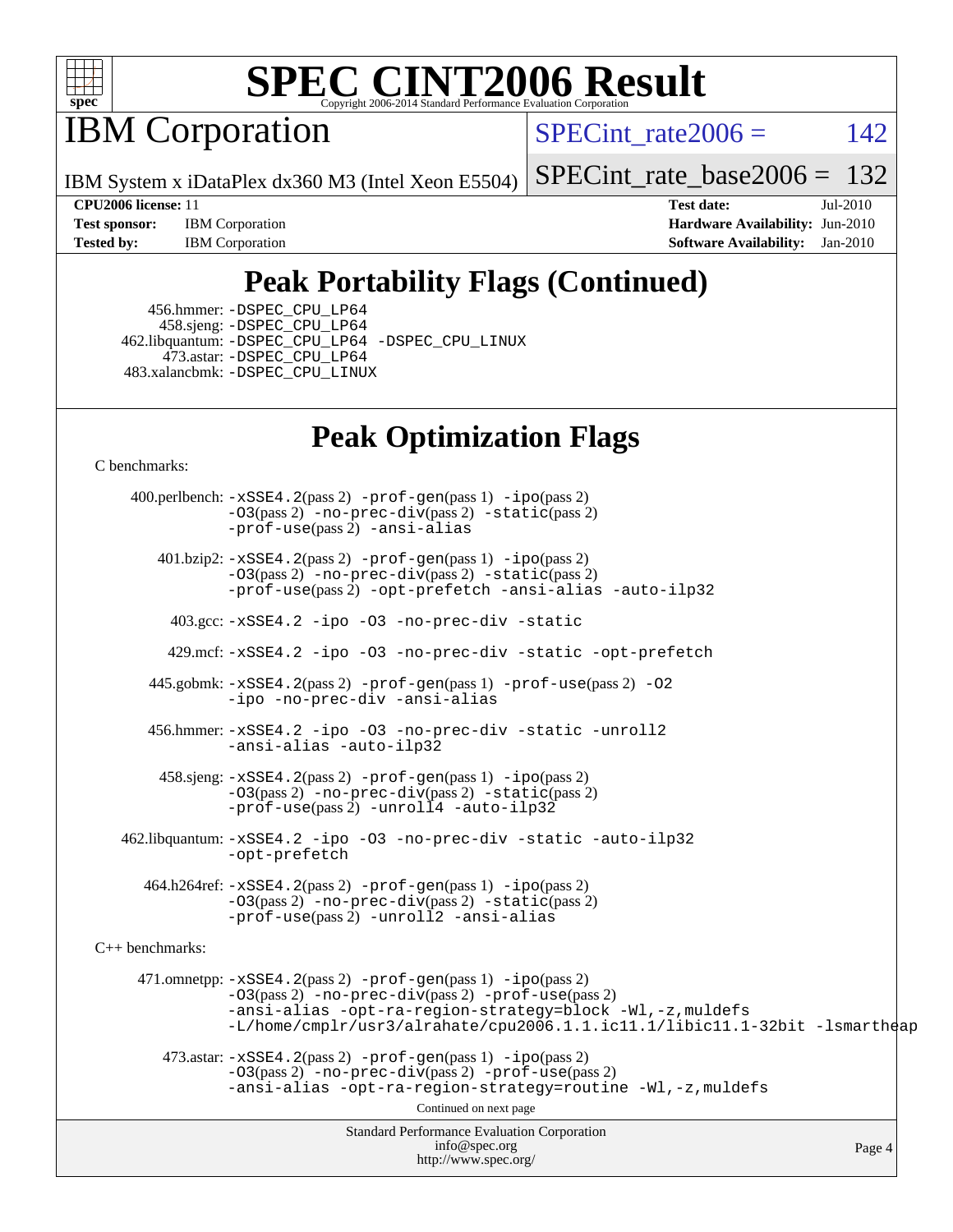# SPEC CINT2006 Result

IBM Corporation

IBM System x iDataPlex dx360 M3 (Intel Xeon E5504)

SPECint_rate2006 = 142

SPECint_rate_base2006 = 132

**CPU2006 license:** 11
**Test sponsor:** IBM Corporation
**Tested by:** IBM Corporation

**Test date:** Jul-2010
**Hardware Availability:** Jun-2010
**Software Availability:** Jan-2010

## Peak Portability Flags (Continued)

456.hmmer: -DSPEC_CPU_LP64
458.sjeng: -DSPEC_CPU_LP64
462.libquantum: -DSPEC_CPU_LP64 -DSPEC_CPU_LINUX
473.astar: -DSPEC_CPU_LP64
483.xalancbmk: -DSPEC_CPU_LINUX

## Peak Optimization Flags

C benchmarks:

400.perlbench: -xSSE4.2(pass 2) -prof-gen(pass 1) -ipo(pass 2) -O3(pass 2) -no-prec-div(pass 2) -static(pass 2) -prof-use(pass 2) -ansi-alias

401.bzip2: -xSSE4.2(pass 2) -prof-gen(pass 1) -ipo(pass 2) -O3(pass 2) -no-prec-div(pass 2) -static(pass 2) -prof-use(pass 2) -opt-prefetch -ansi-alias -auto-ilp32

403.gcc: -xSSE4.2 -ipo -O3 -no-prec-div -static

429.mcf: -xSSE4.2 -ipo -O3 -no-prec-div -static -opt-prefetch

445.gobmk: -xSSE4.2(pass 2) -prof-gen(pass 1) -prof-use(pass 2) -O2 -ipo -no-prec-div -ansi-alias

456.hmmer: -xSSE4.2 -ipo -O3 -no-prec-div -static -unroll2 -ansi-alias -auto-ilp32

458.sjeng: -xSSE4.2(pass 2) -prof-gen(pass 1) -ipo(pass 2) -O3(pass 2) -no-prec-div(pass 2) -static(pass 2) -prof-use(pass 2) -unroll4 -auto-ilp32

462.libquantum: -xSSE4.2 -ipo -O3 -no-prec-div -static -auto-ilp32 -opt-prefetch

464.h264ref: -xSSE4.2(pass 2) -prof-gen(pass 1) -ipo(pass 2) -O3(pass 2) -no-prec-div(pass 2) -static(pass 2) -prof-use(pass 2) -unroll2 -ansi-alias

C++ benchmarks:

471.omnetpp: -xSSE4.2(pass 2) -prof-gen(pass 1) -ipo(pass 2) -O3(pass 2) -no-prec-div(pass 2) -prof-use(pass 2) -ansi-alias -opt-ra-region-strategy=block -Wl,-z,muldefs -L/home/cmplr/usr3/alrahate/cpu2006.1.1.ic11.1/libic11.1-32bit -lsmartheap

473.astar: -xSSE4.2(pass 2) -prof-gen(pass 1) -ipo(pass 2) -O3(pass 2) -no-prec-div(pass 2) -prof-use(pass 2) -ansi-alias -opt-ra-region-strategy=routine -Wl,-z,muldefs

Continued on next page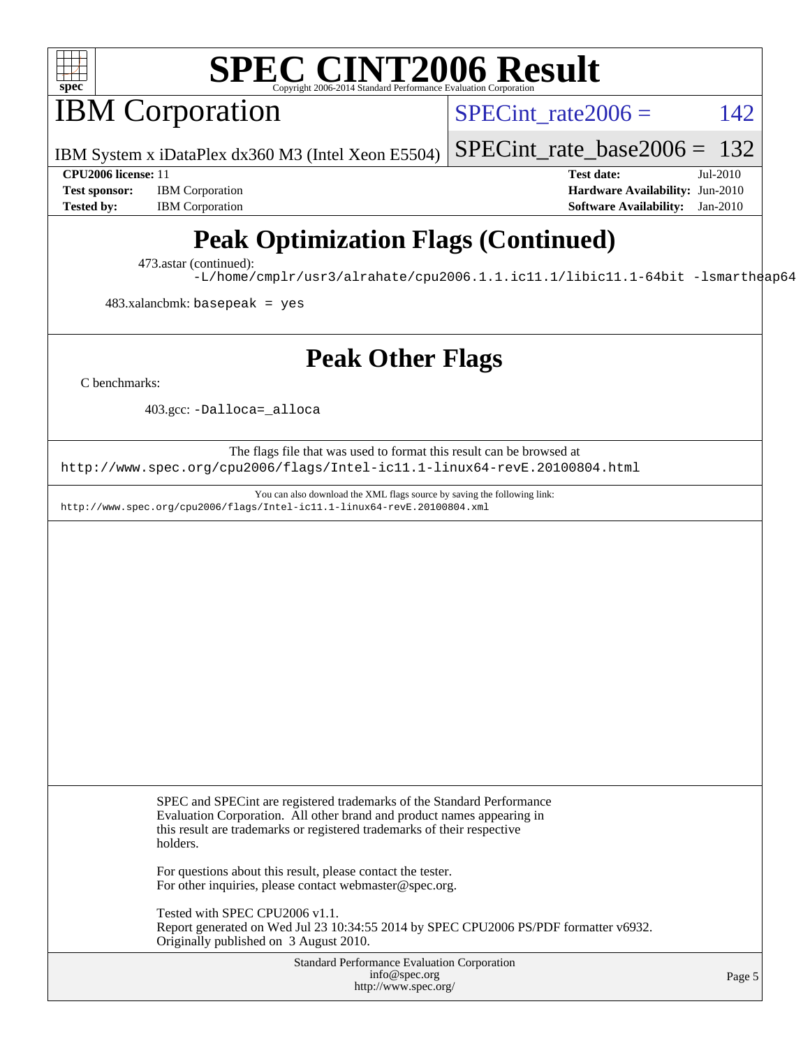# Peak Optimization Flags (Continued)

473.astar (continued):
`-L/home/cmplr/usr3/alrahate/cpu2006.1.1.ic11.1/libic11.1-64bit -lsmartheap64`

483.xalancbmk: `basepeak = yes`

# Peak Other Flags

C benchmarks:

403.gcc: `-Dalloca=_alloca`

The flags file that was used to format this result can be browsed at
http://www.spec.org/cpu2006/flags/Intel-ic11.1-linux64-revE.20100804.html

You can also download the XML flags source by saving the following link:
http://www.spec.org/cpu2006/flags/Intel-ic11.1-linux64-revE.20100804.xml

SPEC and SPECint are registered trademarks of the Standard Performance Evaluation Corporation. All other brand and product names appearing in this result are trademarks or registered trademarks of their respective holders.

For questions about this result, please contact the tester.
For other inquiries, please contact webmaster@spec.org.

Tested with SPEC CPU2006 v1.1.
Report generated on Wed Jul 23 10:34:55 2014 by SPEC CPU2006 PS/PDF formatter v6932.
Originally published on 3 August 2010.